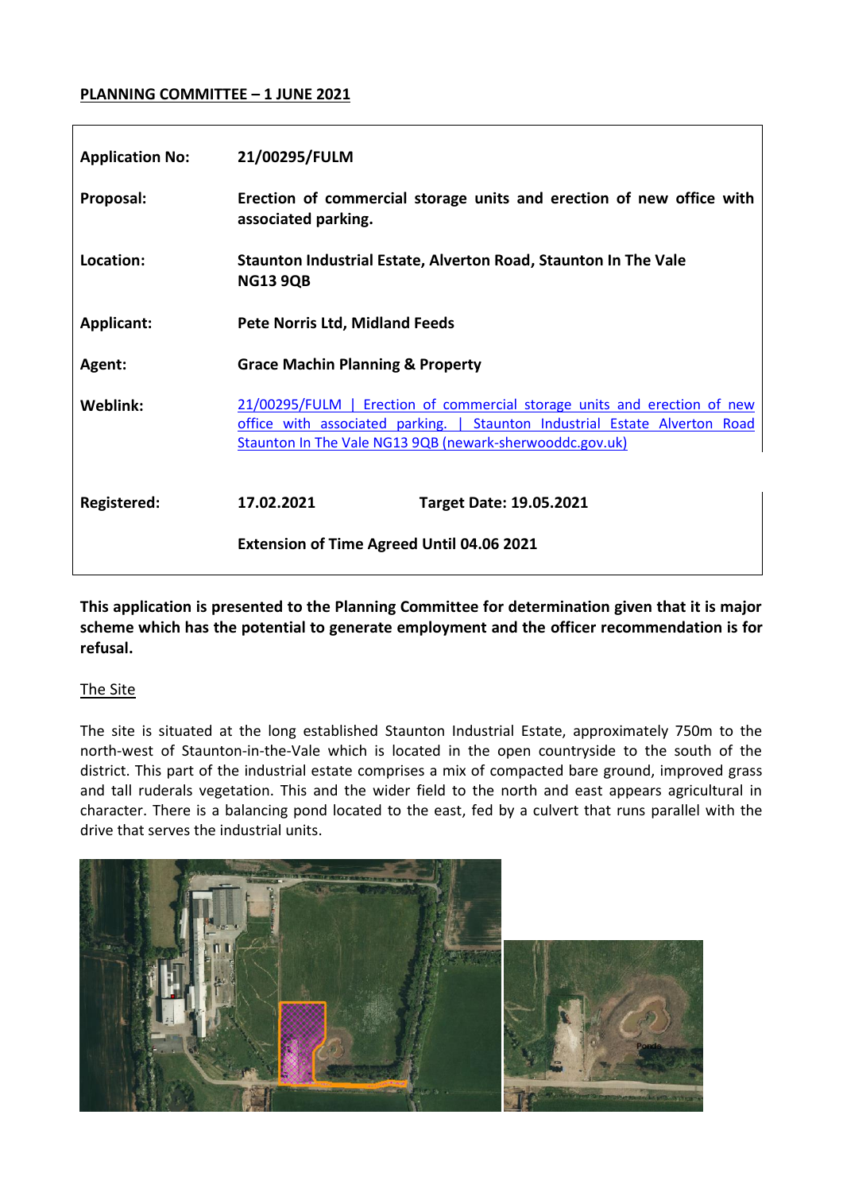**PLANNING COMMITTEE – 1 JUNE 2021**

| | | |
|---|---|---|
| **Application No:** | **21/00295/FULM** | |
| **Proposal:** | **Erection of commercial storage units and erection of new office with associated parking.** | |
| **Location:** | **Staunton Industrial Estate, Alverton Road, Staunton In The Vale NG13 9QB** | |
| **Applicant:** | **Pete Norris Ltd, Midland Feeds** | |
| **Agent:** | **Grace Machin Planning & Property** | |
| **Weblink:** | [21/00295/FULM \| Erection of commercial storage units and erection of new office with associated parking. \| Staunton Industrial Estate Alverton Road Staunton In The Vale NG13 9QB (newark-sherwooddc.gov.uk)]() | |
| **Registered:** | **17.02.2021** | **Target Date: 19.05.2021** |
| | **Extension of Time Agreed Until 04.06 2021** | |

**This application is presented to the Planning Committee for determination given that it is major scheme which has the potential to generate employment and the officer recommendation is for refusal.**

## The Site

The site is situated at the long established Staunton Industrial Estate, approximately 750m to the north-west of Staunton-in-the-Vale which is located in the open countryside to the south of the district. This part of the industrial estate comprises a mix of compacted bare ground, improved grass and tall ruderals vegetation. This and the wider field to the north and east appears agricultural in character. There is a balancing pond located to the east, fed by a culvert that runs parallel with the drive that serves the industrial units.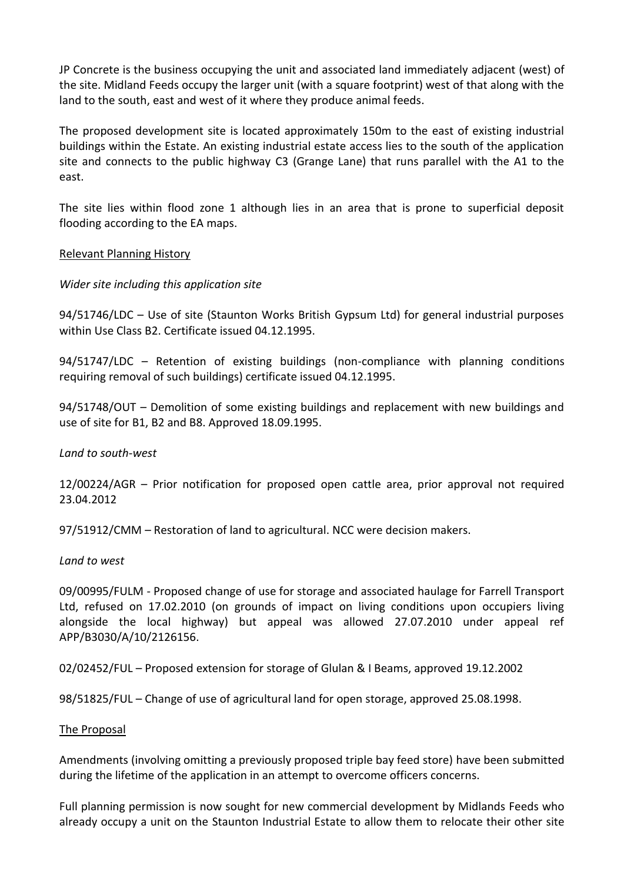JP Concrete is the business occupying the unit and associated land immediately adjacent (west) of the site. Midland Feeds occupy the larger unit (with a square footprint) west of that along with the land to the south, east and west of it where they produce animal feeds.

The proposed development site is located approximately 150m to the east of existing industrial buildings within the Estate. An existing industrial estate access lies to the south of the application site and connects to the public highway C3 (Grange Lane) that runs parallel with the A1 to the east.

The site lies within flood zone 1 although lies in an area that is prone to superficial deposit flooding according to the EA maps.

## Relevant Planning History

*Wider site including this application site*

94/51746/LDC – Use of site (Staunton Works British Gypsum Ltd) for general industrial purposes within Use Class B2. Certificate issued 04.12.1995.

94/51747/LDC – Retention of existing buildings (non-compliance with planning conditions requiring removal of such buildings) certificate issued 04.12.1995.

94/51748/OUT – Demolition of some existing buildings and replacement with new buildings and use of site for B1, B2 and B8. Approved 18.09.1995.

*Land to south-west*

12/00224/AGR – Prior notification for proposed open cattle area, prior approval not required 23.04.2012

97/51912/CMM – Restoration of land to agricultural. NCC were decision makers.

*Land to west*

09/00995/FULM - Proposed change of use for storage and associated haulage for Farrell Transport Ltd, refused on 17.02.2010 (on grounds of impact on living conditions upon occupiers living alongside the local highway) but appeal was allowed 27.07.2010 under appeal ref APP/B3030/A/10/2126156.

02/02452/FUL – Proposed extension for storage of Glulan & I Beams, approved 19.12.2002

98/51825/FUL – Change of use of agricultural land for open storage, approved 25.08.1998.

## The Proposal

Amendments (involving omitting a previously proposed triple bay feed store) have been submitted during the lifetime of the application in an attempt to overcome officers concerns.

Full planning permission is now sought for new commercial development by Midlands Feeds who already occupy a unit on the Staunton Industrial Estate to allow them to relocate their other site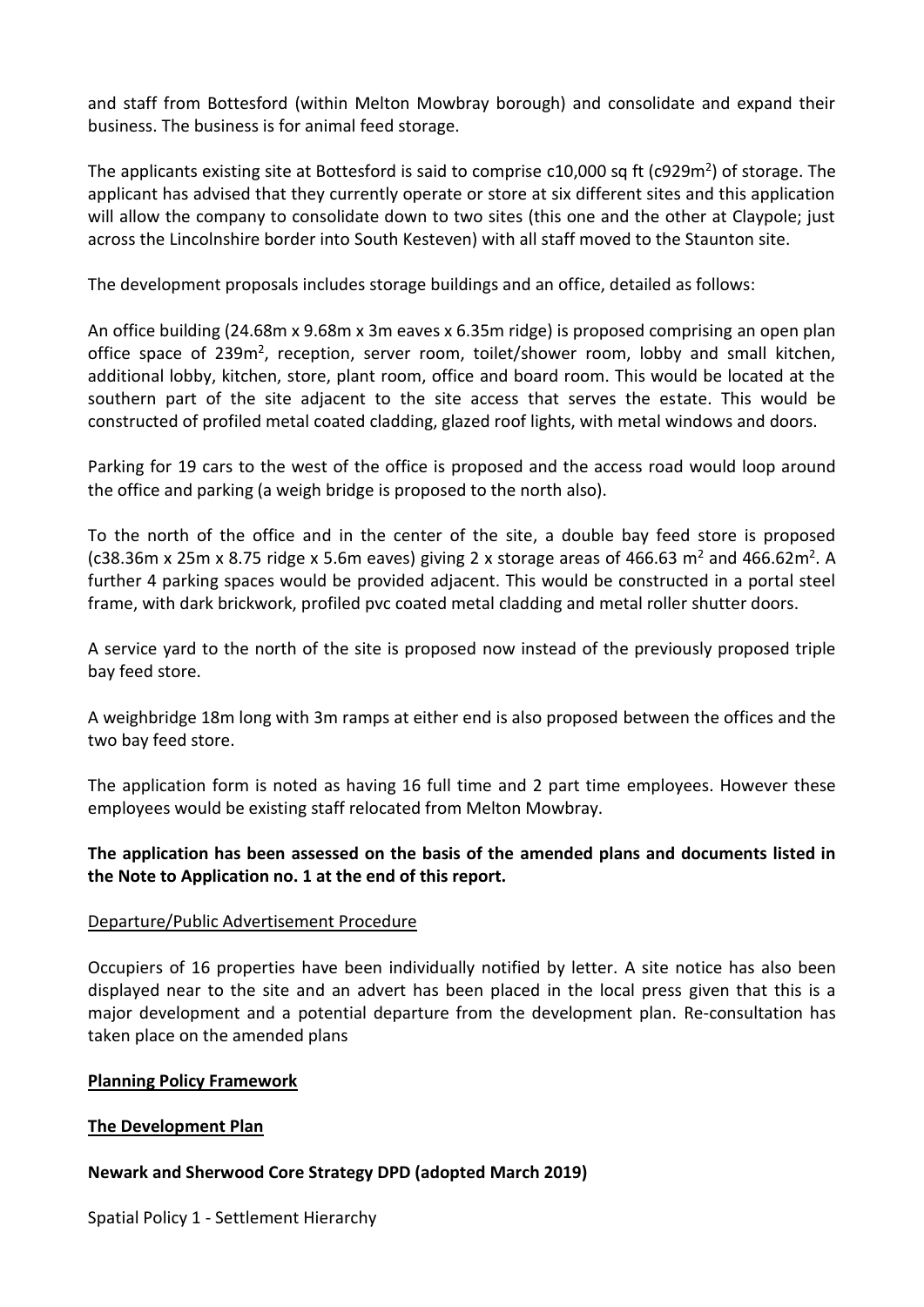and staff from Bottesford (within Melton Mowbray borough) and consolidate and expand their business. The business is for animal feed storage.

The applicants existing site at Bottesford is said to comprise c10,000 sq ft (c929m$^2$) of storage. The applicant has advised that they currently operate or store at six different sites and this application will allow the company to consolidate down to two sites (this one and the other at Claypole; just across the Lincolnshire border into South Kesteven) with all staff moved to the Staunton site.

The development proposals includes storage buildings and an office, detailed as follows:

An office building (24.68m x 9.68m x 3m eaves x 6.35m ridge) is proposed comprising an open plan office space of 239m$^2$, reception, server room, toilet/shower room, lobby and small kitchen, additional lobby, kitchen, store, plant room, office and board room. This would be located at the southern part of the site adjacent to the site access that serves the estate. This would be constructed of profiled metal coated cladding, glazed roof lights, with metal windows and doors.

Parking for 19 cars to the west of the office is proposed and the access road would loop around the office and parking (a weigh bridge is proposed to the north also).

To the north of the office and in the center of the site, a double bay feed store is proposed (c38.36m x 25m x 8.75 ridge x 5.6m eaves) giving 2 x storage areas of 466.63 m$^2$ and 466.62m$^2$. A further 4 parking spaces would be provided adjacent. This would be constructed in a portal steel frame, with dark brickwork, profiled pvc coated metal cladding and metal roller shutter doors.

A service yard to the north of the site is proposed now instead of the previously proposed triple bay feed store.

A weighbridge 18m long with 3m ramps at either end is also proposed between the offices and the two bay feed store.

The application form is noted as having 16 full time and 2 part time employees. However these employees would be existing staff relocated from Melton Mowbray.

**The application has been assessed on the basis of the amended plans and documents listed in the Note to Application no. 1 at the end of this report.**

Departure/Public Advertisement Procedure

Occupiers of 16 properties have been individually notified by letter. A site notice has also been displayed near to the site and an advert has been placed in the local press given that this is a major development and a potential departure from the development plan. Re-consultation has taken place on the amended plans

**Planning Policy Framework**

**The Development Plan**

**Newark and Sherwood Core Strategy DPD (adopted March 2019)**

Spatial Policy 1 - Settlement Hierarchy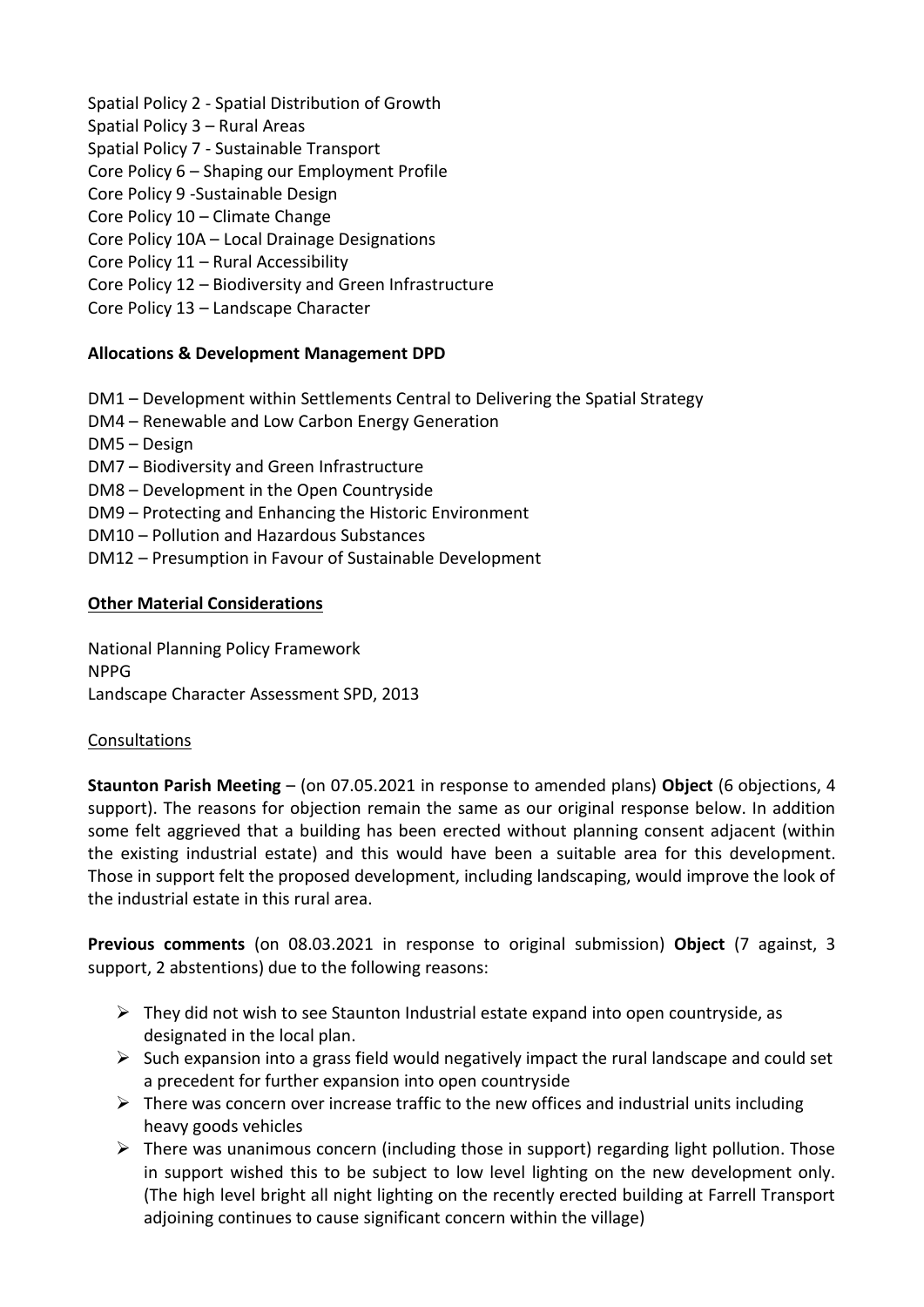Spatial Policy 2 - Spatial Distribution of Growth
Spatial Policy 3 – Rural Areas
Spatial Policy 7 - Sustainable Transport
Core Policy 6 – Shaping our Employment Profile
Core Policy 9 -Sustainable Design
Core Policy 10 – Climate Change
Core Policy 10A – Local Drainage Designations
Core Policy 11 – Rural Accessibility
Core Policy 12 – Biodiversity and Green Infrastructure
Core Policy 13 – Landscape Character

**Allocations & Development Management DPD**

DM1 – Development within Settlements Central to Delivering the Spatial Strategy
DM4 – Renewable and Low Carbon Energy Generation
DM5 – Design
DM7 – Biodiversity and Green Infrastructure
DM8 – Development in the Open Countryside
DM9 – Protecting and Enhancing the Historic Environment
DM10 – Pollution and Hazardous Substances
DM12 – Presumption in Favour of Sustainable Development

**Other Material Considerations**

National Planning Policy Framework
NPPG
Landscape Character Assessment SPD, 2013

Consultations

**Staunton Parish Meeting** – (on 07.05.2021 in response to amended plans) **Object** (6 objections, 4 support). The reasons for objection remain the same as our original response below. In addition some felt aggrieved that a building has been erected without planning consent adjacent (within the existing industrial estate) and this would have been a suitable area for this development. Those in support felt the proposed development, including landscaping, would improve the look of the industrial estate in this rural area.

**Previous comments** (on 08.03.2021 in response to original submission) **Object** (7 against, 3 support, 2 abstentions) due to the following reasons:

- They did not wish to see Staunton Industrial estate expand into open countryside, as designated in the local plan.
- Such expansion into a grass field would negatively impact the rural landscape and could set a precedent for further expansion into open countryside
- There was concern over increase traffic to the new offices and industrial units including heavy goods vehicles
- There was unanimous concern (including those in support) regarding light pollution. Those in support wished this to be subject to low level lighting on the new development only. (The high level bright all night lighting on the recently erected building at Farrell Transport adjoining continues to cause significant concern within the village)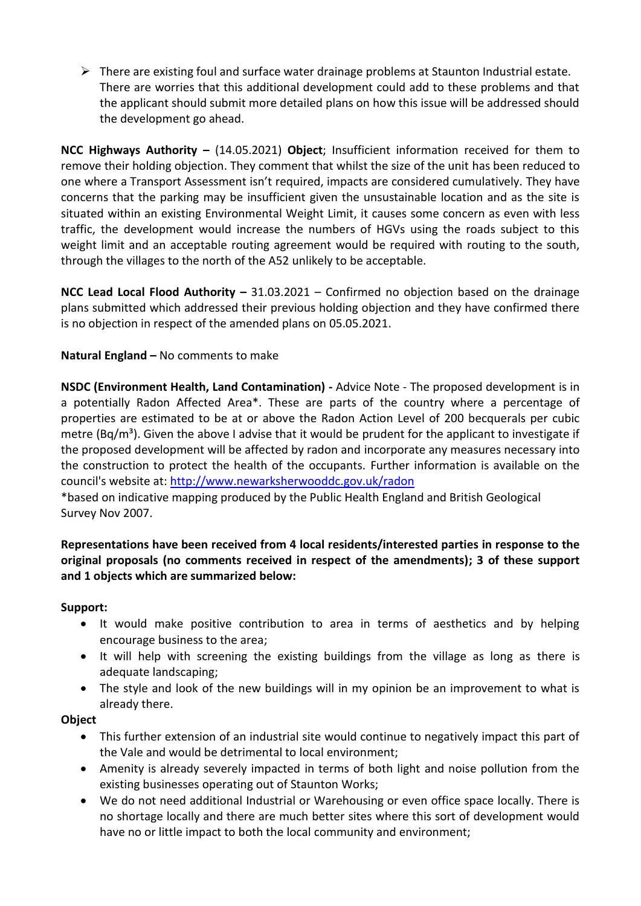- There are existing foul and surface water drainage problems at Staunton Industrial estate. There are worries that this additional development could add to these problems and that the applicant should submit more detailed plans on how this issue will be addressed should the development go ahead.

**NCC Highways Authority –** (14.05.2021) **Object**; Insufficient information received for them to remove their holding objection. They comment that whilst the size of the unit has been reduced to one where a Transport Assessment isn't required, impacts are considered cumulatively. They have concerns that the parking may be insufficient given the unsustainable location and as the site is situated within an existing Environmental Weight Limit, it causes some concern as even with less traffic, the development would increase the numbers of HGVs using the roads subject to this weight limit and an acceptable routing agreement would be required with routing to the south, through the villages to the north of the A52 unlikely to be acceptable.

**NCC Lead Local Flood Authority –** 31.03.2021 – Confirmed no objection based on the drainage plans submitted which addressed their previous holding objection and they have confirmed there is no objection in respect of the amended plans on 05.05.2021.

**Natural England –** No comments to make

**NSDC (Environment Health, Land Contamination) -** Advice Note - The proposed development is in a potentially Radon Affected Area*. These are parts of the country where a percentage of properties are estimated to be at or above the Radon Action Level of 200 becquerals per cubic metre (Bq/m³). Given the above I advise that it would be prudent for the applicant to investigate if the proposed development will be affected by radon and incorporate any measures necessary into the construction to protect the health of the occupants. Further information is available on the council's website at: [http://www.newarksherwooddc.gov.uk/radon](http://www.newarksherwooddc.gov.uk/radon)
*based on indicative mapping produced by the Public Health England and British Geological Survey Nov 2007.

**Representations have been received from 4 local residents/interested parties in response to the original proposals (no comments received in respect of the amendments); 3 of these support and 1 objects which are summarized below:**

**Support:**

- It would make positive contribution to area in terms of aesthetics and by helping encourage business to the area;
- It will help with screening the existing buildings from the village as long as there is adequate landscaping;
- The style and look of the new buildings will in my opinion be an improvement to what is already there.

**Object**

- This further extension of an industrial site would continue to negatively impact this part of the Vale and would be detrimental to local environment;
- Amenity is already severely impacted in terms of both light and noise pollution from the existing businesses operating out of Staunton Works;
- We do not need additional Industrial or Warehousing or even office space locally. There is no shortage locally and there are much better sites where this sort of development would have no or little impact to both the local community and environment;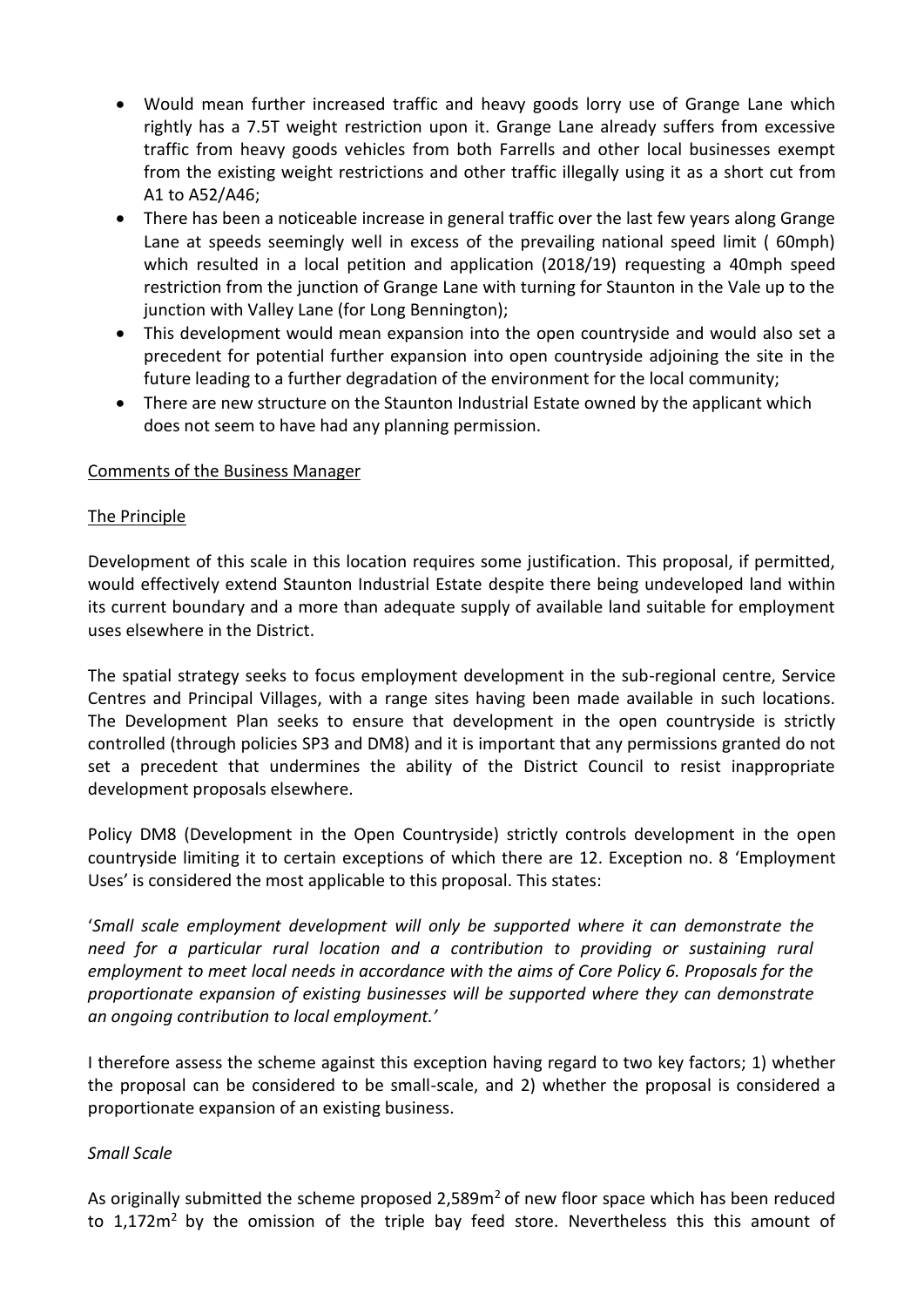- Would mean further increased traffic and heavy goods lorry use of Grange Lane which rightly has a 7.5T weight restriction upon it. Grange Lane already suffers from excessive traffic from heavy goods vehicles from both Farrells and other local businesses exempt from the existing weight restrictions and other traffic illegally using it as a short cut from A1 to A52/A46;
- There has been a noticeable increase in general traffic over the last few years along Grange Lane at speeds seemingly well in excess of the prevailing national speed limit ( 60mph) which resulted in a local petition and application (2018/19) requesting a 40mph speed restriction from the junction of Grange Lane with turning for Staunton in the Vale up to the junction with Valley Lane (for Long Bennington);
- This development would mean expansion into the open countryside and would also set a precedent for potential further expansion into open countryside adjoining the site in the future leading to a further degradation of the environment for the local community;
- There are new structure on the Staunton Industrial Estate owned by the applicant which does not seem to have had any planning permission.

## Comments of the Business Manager

### The Principle

Development of this scale in this location requires some justification. This proposal, if permitted, would effectively extend Staunton Industrial Estate despite there being undeveloped land within its current boundary and a more than adequate supply of available land suitable for employment uses elsewhere in the District.

The spatial strategy seeks to focus employment development in the sub-regional centre, Service Centres and Principal Villages, with a range sites having been made available in such locations. The Development Plan seeks to ensure that development in the open countryside is strictly controlled (through policies SP3 and DM8) and it is important that any permissions granted do not set a precedent that undermines the ability of the District Council to resist inappropriate development proposals elsewhere.

Policy DM8 (Development in the Open Countryside) strictly controls development in the open countryside limiting it to certain exceptions of which there are 12. Exception no. 8 'Employment Uses' is considered the most applicable to this proposal. This states:

'*Small scale employment development will only be supported where it can demonstrate the need for a particular rural location and a contribution to providing or sustaining rural employment to meet local needs in accordance with the aims of Core Policy 6. Proposals for the proportionate expansion of existing businesses will be supported where they can demonstrate an ongoing contribution to local employment.*'

I therefore assess the scheme against this exception having regard to two key factors; 1) whether the proposal can be considered to be small-scale, and 2) whether the proposal is considered a proportionate expansion of an existing business.

#### *Small Scale*

As originally submitted the scheme proposed 2,589m$^2$ of new floor space which has been reduced to 1,172m$^2$ by the omission of the triple bay feed store. Nevertheless this this amount of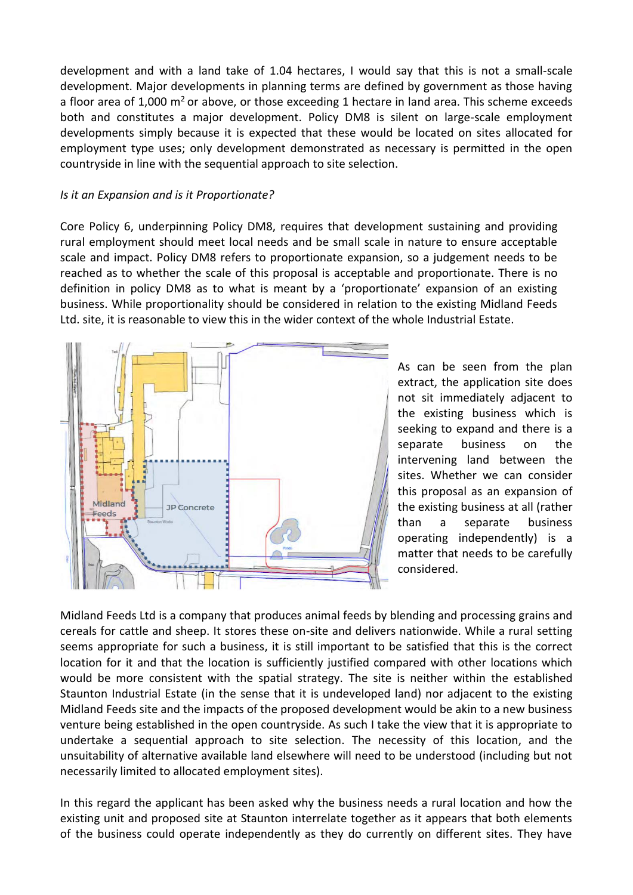development and with a land take of 1.04 hectares, I would say that this is not a small-scale development. Major developments in planning terms are defined by government as those having a floor area of 1,000 m$^2$ or above, or those exceeding 1 hectare in land area. This scheme exceeds both and constitutes a major development. Policy DM8 is silent on large-scale employment developments simply because it is expected that these would be located on sites allocated for employment type uses; only development demonstrated as necessary is permitted in the open countryside in line with the sequential approach to site selection.

*Is it an Expansion and is it Proportionate?*

Core Policy 6, underpinning Policy DM8, requires that development sustaining and providing rural employment should meet local needs and be small scale in nature to ensure acceptable scale and impact. Policy DM8 refers to proportionate expansion, so a judgement needs to be reached as to whether the scale of this proposal is acceptable and proportionate. There is no definition in policy DM8 as to what is meant by a 'proportionate' expansion of an existing business. While proportionality should be considered in relation to the existing Midland Feeds Ltd. site, it is reasonable to view this in the wider context of the whole Industrial Estate.

As can be seen from the plan extract, the application site does not sit immediately adjacent to the existing business which is seeking to expand and there is a separate business on the intervening land between the sites. Whether we can consider this proposal as an expansion of the existing business at all (rather than a separate business operating independently) is a matter that needs to be carefully considered.

Midland Feeds Ltd is a company that produces animal feeds by blending and processing grains and cereals for cattle and sheep. It stores these on-site and delivers nationwide. While a rural setting seems appropriate for such a business, it is still important to be satisfied that this is the correct location for it and that the location is sufficiently justified compared with other locations which would be more consistent with the spatial strategy. The site is neither within the established Staunton Industrial Estate (in the sense that it is undeveloped land) nor adjacent to the existing Midland Feeds site and the impacts of the proposed development would be akin to a new business venture being established in the open countryside. As such I take the view that it is appropriate to undertake a sequential approach to site selection. The necessity of this location, and the unsuitability of alternative available land elsewhere will need to be understood (including but not necessarily limited to allocated employment sites).

In this regard the applicant has been asked why the business needs a rural location and how the existing unit and proposed site at Staunton interrelate together as it appears that both elements of the business could operate independently as they do currently on different sites. They have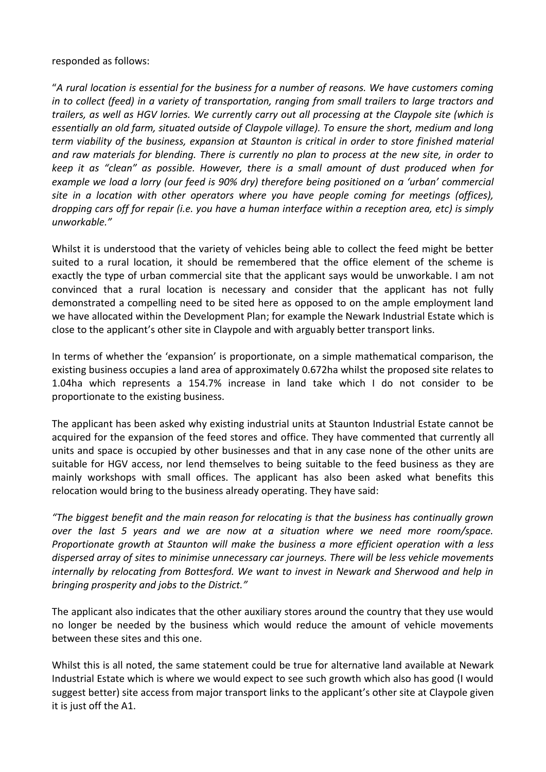responded as follows:

"*A rural location is essential for the business for a number of reasons. We have customers coming in to collect (feed) in a variety of transportation, ranging from small trailers to large tractors and trailers, as well as HGV lorries. We currently carry out all processing at the Claypole site (which is essentially an old farm, situated outside of Claypole village). To ensure the short, medium and long term viability of the business, expansion at Staunton is critical in order to store finished material and raw materials for blending. There is currently no plan to process at the new site, in order to keep it as "clean" as possible. However, there is a small amount of dust produced when for example we load a lorry (our feed is 90% dry) therefore being positioned on a 'urban' commercial site in a location with other operators where you have people coming for meetings (offices), dropping cars off for repair (i.e. you have a human interface within a reception area, etc) is simply unworkable.*"

Whilst it is understood that the variety of vehicles being able to collect the feed might be better suited to a rural location, it should be remembered that the office element of the scheme is exactly the type of urban commercial site that the applicant says would be unworkable. I am not convinced that a rural location is necessary and consider that the applicant has not fully demonstrated a compelling need to be sited here as opposed to on the ample employment land we have allocated within the Development Plan; for example the Newark Industrial Estate which is close to the applicant's other site in Claypole and with arguably better transport links.

In terms of whether the 'expansion' is proportionate, on a simple mathematical comparison, the existing business occupies a land area of approximately 0.672ha whilst the proposed site relates to 1.04ha which represents a 154.7% increase in land take which I do not consider to be proportionate to the existing business.

The applicant has been asked why existing industrial units at Staunton Industrial Estate cannot be acquired for the expansion of the feed stores and office. They have commented that currently all units and space is occupied by other businesses and that in any case none of the other units are suitable for HGV access, nor lend themselves to being suitable to the feed business as they are mainly workshops with small offices. The applicant has also been asked what benefits this relocation would bring to the business already operating. They have said:

*"The biggest benefit and the main reason for relocating is that the business has continually grown over the last 5 years and we are now at a situation where we need more room/space. Proportionate growth at Staunton will make the business a more efficient operation with a less dispersed array of sites to minimise unnecessary car journeys. There will be less vehicle movements internally by relocating from Bottesford. We want to invest in Newark and Sherwood and help in bringing prosperity and jobs to the District."*

The applicant also indicates that the other auxiliary stores around the country that they use would no longer be needed by the business which would reduce the amount of vehicle movements between these sites and this one.

Whilst this is all noted, the same statement could be true for alternative land available at Newark Industrial Estate which is where we would expect to see such growth which also has good (I would suggest better) site access from major transport links to the applicant's other site at Claypole given it is just off the A1.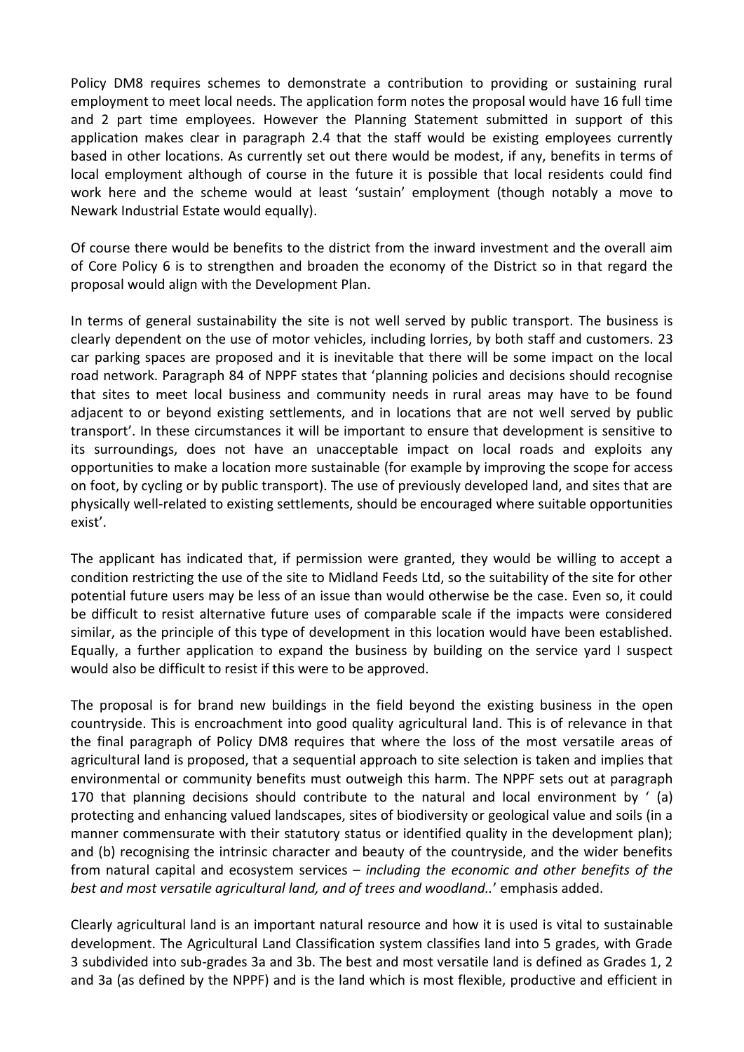Policy DM8 requires schemes to demonstrate a contribution to providing or sustaining rural employment to meet local needs. The application form notes the proposal would have 16 full time and 2 part time employees. However the Planning Statement submitted in support of this application makes clear in paragraph 2.4 that the staff would be existing employees currently based in other locations. As currently set out there would be modest, if any, benefits in terms of local employment although of course in the future it is possible that local residents could find work here and the scheme would at least 'sustain' employment (though notably a move to Newark Industrial Estate would equally).

Of course there would be benefits to the district from the inward investment and the overall aim of Core Policy 6 is to strengthen and broaden the economy of the District so in that regard the proposal would align with the Development Plan.

In terms of general sustainability the site is not well served by public transport. The business is clearly dependent on the use of motor vehicles, including lorries, by both staff and customers. 23 car parking spaces are proposed and it is inevitable that there will be some impact on the local road network. Paragraph 84 of NPPF states that 'planning policies and decisions should recognise that sites to meet local business and community needs in rural areas may have to be found adjacent to or beyond existing settlements, and in locations that are not well served by public transport'. In these circumstances it will be important to ensure that development is sensitive to its surroundings, does not have an unacceptable impact on local roads and exploits any opportunities to make a location more sustainable (for example by improving the scope for access on foot, by cycling or by public transport). The use of previously developed land, and sites that are physically well-related to existing settlements, should be encouraged where suitable opportunities exist'.

The applicant has indicated that, if permission were granted, they would be willing to accept a condition restricting the use of the site to Midland Feeds Ltd, so the suitability of the site for other potential future users may be less of an issue than would otherwise be the case. Even so, it could be difficult to resist alternative future uses of comparable scale if the impacts were considered similar, as the principle of this type of development in this location would have been established. Equally, a further application to expand the business by building on the service yard I suspect would also be difficult to resist if this were to be approved.

The proposal is for brand new buildings in the field beyond the existing business in the open countryside. This is encroachment into good quality agricultural land. This is of relevance in that the final paragraph of Policy DM8 requires that where the loss of the most versatile areas of agricultural land is proposed, that a sequential approach to site selection is taken and implies that environmental or community benefits must outweigh this harm. The NPPF sets out at paragraph 170 that planning decisions should contribute to the natural and local environment by ' (a) protecting and enhancing valued landscapes, sites of biodiversity or geological value and soils (in a manner commensurate with their statutory status or identified quality in the development plan); and (b) recognising the intrinsic character and beauty of the countryside, and the wider benefits from natural capital and ecosystem services – *including the economic and other benefits of the best and most versatile agricultural land, and of trees and woodland..*' emphasis added.

Clearly agricultural land is an important natural resource and how it is used is vital to sustainable development. The Agricultural Land Classification system classifies land into 5 grades, with Grade 3 subdivided into sub-grades 3a and 3b. The best and most versatile land is defined as Grades 1, 2 and 3a (as defined by the NPPF) and is the land which is most flexible, productive and efficient in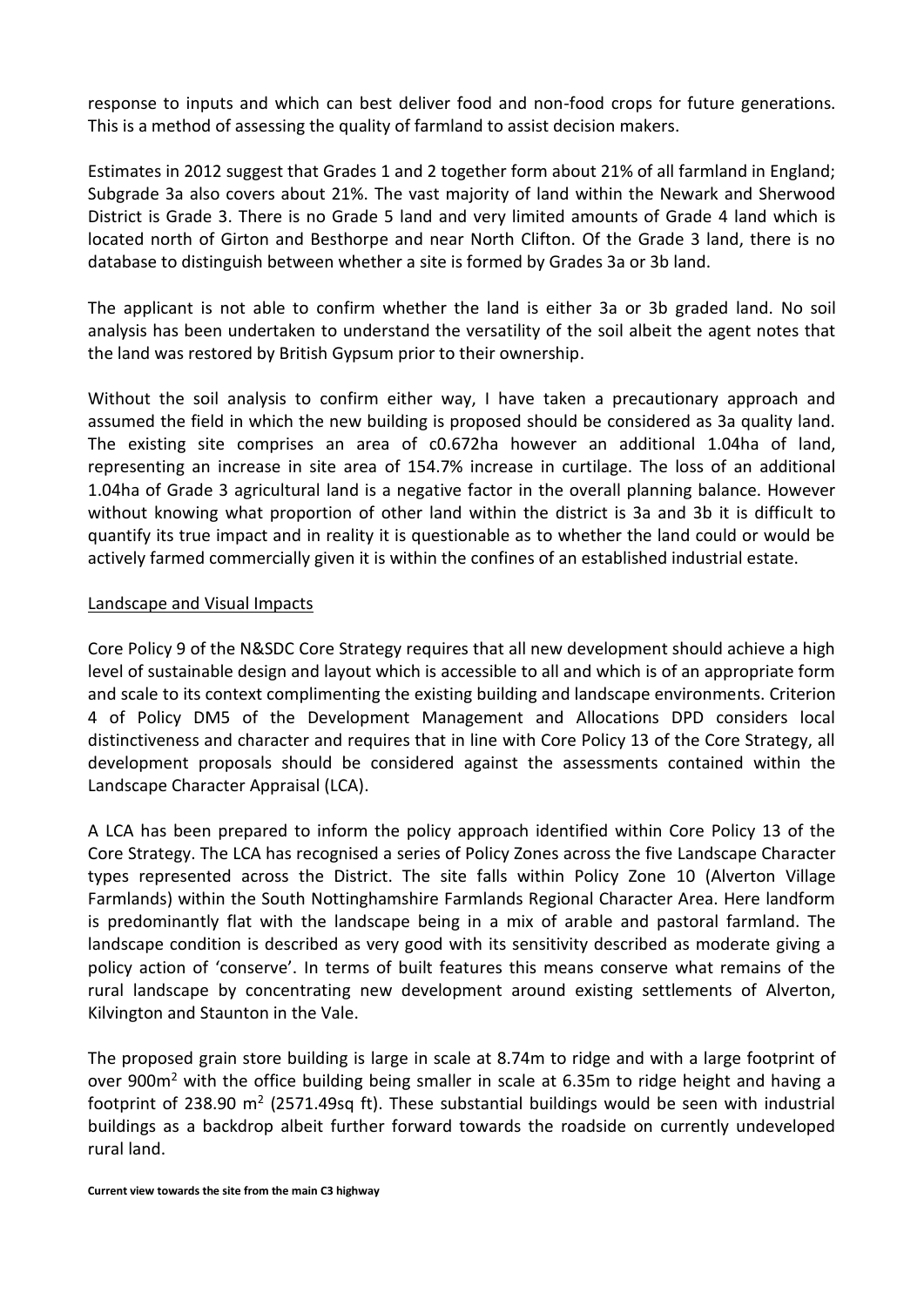response to inputs and which can best deliver food and non-food crops for future generations. This is a method of assessing the quality of farmland to assist decision makers.

Estimates in 2012 suggest that Grades 1 and 2 together form about 21% of all farmland in England; Subgrade 3a also covers about 21%. The vast majority of land within the Newark and Sherwood District is Grade 3. There is no Grade 5 land and very limited amounts of Grade 4 land which is located north of Girton and Besthorpe and near North Clifton. Of the Grade 3 land, there is no database to distinguish between whether a site is formed by Grades 3a or 3b land.

The applicant is not able to confirm whether the land is either 3a or 3b graded land. No soil analysis has been undertaken to understand the versatility of the soil albeit the agent notes that the land was restored by British Gypsum prior to their ownership.

Without the soil analysis to confirm either way, I have taken a precautionary approach and assumed the field in which the new building is proposed should be considered as 3a quality land. The existing site comprises an area of c0.672ha however an additional 1.04ha of land, representing an increase in site area of 154.7% increase in curtilage. The loss of an additional 1.04ha of Grade 3 agricultural land is a negative factor in the overall planning balance. However without knowing what proportion of other land within the district is 3a and 3b it is difficult to quantify its true impact and in reality it is questionable as to whether the land could or would be actively farmed commercially given it is within the confines of an established industrial estate.

## Landscape and Visual Impacts

Core Policy 9 of the N&SDC Core Strategy requires that all new development should achieve a high level of sustainable design and layout which is accessible to all and which is of an appropriate form and scale to its context complimenting the existing building and landscape environments. Criterion 4 of Policy DM5 of the Development Management and Allocations DPD considers local distinctiveness and character and requires that in line with Core Policy 13 of the Core Strategy, all development proposals should be considered against the assessments contained within the Landscape Character Appraisal (LCA).

A LCA has been prepared to inform the policy approach identified within Core Policy 13 of the Core Strategy. The LCA has recognised a series of Policy Zones across the five Landscape Character types represented across the District. The site falls within Policy Zone 10 (Alverton Village Farmlands) within the South Nottinghamshire Farmlands Regional Character Area. Here landform is predominantly flat with the landscape being in a mix of arable and pastoral farmland. The landscape condition is described as very good with its sensitivity described as moderate giving a policy action of 'conserve'. In terms of built features this means conserve what remains of the rural landscape by concentrating new development around existing settlements of Alverton, Kilvington and Staunton in the Vale.

The proposed grain store building is large in scale at 8.74m to ridge and with a large footprint of over 900m$^2$ with the office building being smaller in scale at 6.35m to ridge height and having a footprint of 238.90 m$^2$ (2571.49sq ft). These substantial buildings would be seen with industrial buildings as a backdrop albeit further forward towards the roadside on currently undeveloped rural land.

**Current view towards the site from the main C3 highway**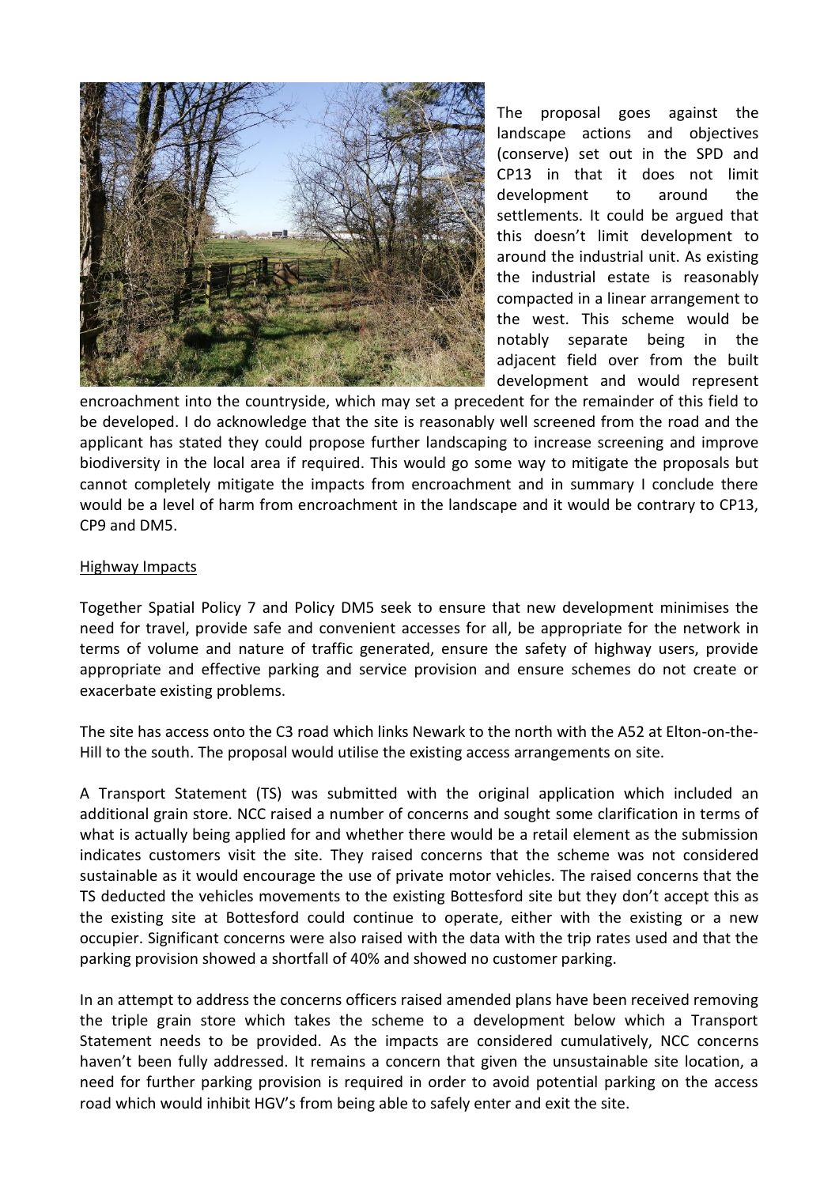The proposal goes against the landscape actions and objectives (conserve) set out in the SPD and CP13 in that it does not limit development to around the settlements. It could be argued that this doesn't limit development to around the industrial unit. As existing the industrial estate is reasonably compacted in a linear arrangement to the west. This scheme would be notably separate being in the adjacent field over from the built development and would represent encroachment into the countryside, which may set a precedent for the remainder of this field to be developed. I do acknowledge that the site is reasonably well screened from the road and the applicant has stated they could propose further landscaping to increase screening and improve biodiversity in the local area if required. This would go some way to mitigate the proposals but cannot completely mitigate the impacts from encroachment and in summary I conclude there would be a level of harm from encroachment in the landscape and it would be contrary to CP13, CP9 and DM5.

<u>Highway Impacts</u>

Together Spatial Policy 7 and Policy DM5 seek to ensure that new development minimises the need for travel, provide safe and convenient accesses for all, be appropriate for the network in terms of volume and nature of traffic generated, ensure the safety of highway users, provide appropriate and effective parking and service provision and ensure schemes do not create or exacerbate existing problems.

The site has access onto the C3 road which links Newark to the north with the A52 at Elton-on-the-Hill to the south. The proposal would utilise the existing access arrangements on site.

A Transport Statement (TS) was submitted with the original application which included an additional grain store. NCC raised a number of concerns and sought some clarification in terms of what is actually being applied for and whether there would be a retail element as the submission indicates customers visit the site. They raised concerns that the scheme was not considered sustainable as it would encourage the use of private motor vehicles. The raised concerns that the TS deducted the vehicles movements to the existing Bottesford site but they don't accept this as the existing site at Bottesford could continue to operate, either with the existing or a new occupier. Significant concerns were also raised with the data with the trip rates used and that the parking provision showed a shortfall of 40% and showed no customer parking.

In an attempt to address the concerns officers raised amended plans have been received removing the triple grain store which takes the scheme to a development below which a Transport Statement needs to be provided. As the impacts are considered cumulatively, NCC concerns haven't been fully addressed. It remains a concern that given the unsustainable site location, a need for further parking provision is required in order to avoid potential parking on the access road which would inhibit HGV's from being able to safely enter and exit the site.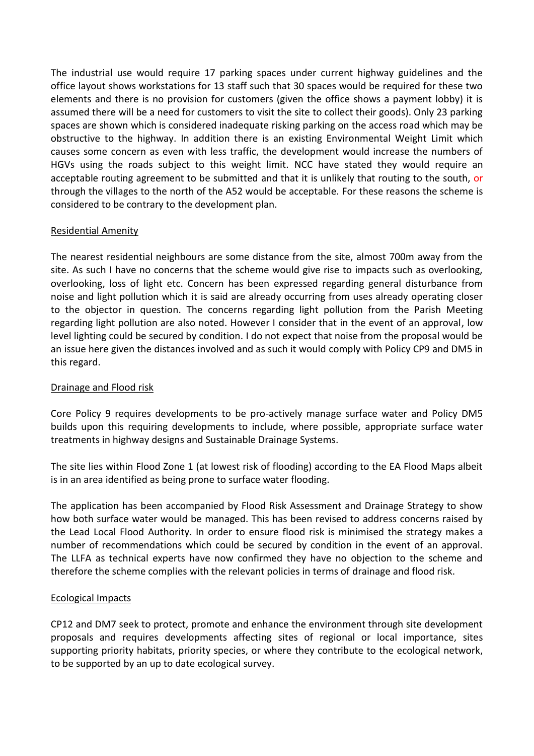The industrial use would require 17 parking spaces under current highway guidelines and the office layout shows workstations for 13 staff such that 30 spaces would be required for these two elements and there is no provision for customers (given the office shows a payment lobby) it is assumed there will be a need for customers to visit the site to collect their goods). Only 23 parking spaces are shown which is considered inadequate risking parking on the access road which may be obstructive to the highway. In addition there is an existing Environmental Weight Limit which causes some concern as even with less traffic, the development would increase the numbers of HGVs using the roads subject to this weight limit. NCC have stated they would require an acceptable routing agreement to be submitted and that it is unlikely that routing to the south, or through the villages to the north of the A52 would be acceptable. For these reasons the scheme is considered to be contrary to the development plan.

## Residential Amenity

The nearest residential neighbours are some distance from the site, almost 700m away from the site. As such I have no concerns that the scheme would give rise to impacts such as overlooking, overlooking, loss of light etc. Concern has been expressed regarding general disturbance from noise and light pollution which it is said are already occurring from uses already operating closer to the objector in question. The concerns regarding light pollution from the Parish Meeting regarding light pollution are also noted. However I consider that in the event of an approval, low level lighting could be secured by condition. I do not expect that noise from the proposal would be an issue here given the distances involved and as such it would comply with Policy CP9 and DM5 in this regard.

## Drainage and Flood risk

Core Policy 9 requires developments to be pro-actively manage surface water and Policy DM5 builds upon this requiring developments to include, where possible, appropriate surface water treatments in highway designs and Sustainable Drainage Systems.

The site lies within Flood Zone 1 (at lowest risk of flooding) according to the EA Flood Maps albeit is in an area identified as being prone to surface water flooding.

The application has been accompanied by Flood Risk Assessment and Drainage Strategy to show how both surface water would be managed. This has been revised to address concerns raised by the Lead Local Flood Authority. In order to ensure flood risk is minimised the strategy makes a number of recommendations which could be secured by condition in the event of an approval. The LLFA as technical experts have now confirmed they have no objection to the scheme and therefore the scheme complies with the relevant policies in terms of drainage and flood risk.

## Ecological Impacts

CP12 and DM7 seek to protect, promote and enhance the environment through site development proposals and requires developments affecting sites of regional or local importance, sites supporting priority habitats, priority species, or where they contribute to the ecological network, to be supported by an up to date ecological survey.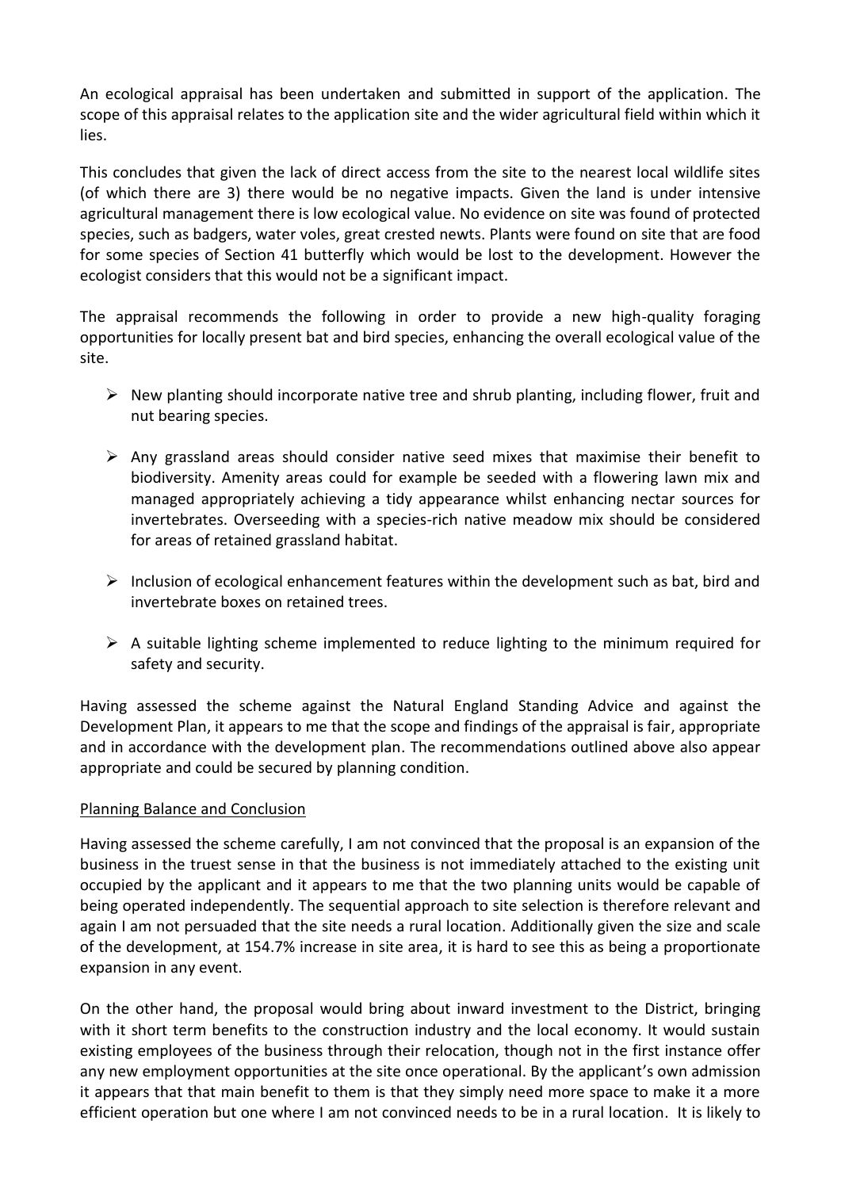An ecological appraisal has been undertaken and submitted in support of the application. The scope of this appraisal relates to the application site and the wider agricultural field within which it lies.

This concludes that given the lack of direct access from the site to the nearest local wildlife sites (of which there are 3) there would be no negative impacts. Given the land is under intensive agricultural management there is low ecological value. No evidence on site was found of protected species, such as badgers, water voles, great crested newts. Plants were found on site that are food for some species of Section 41 butterfly which would be lost to the development. However the ecologist considers that this would not be a significant impact.

The appraisal recommends the following in order to provide a new high-quality foraging opportunities for locally present bat and bird species, enhancing the overall ecological value of the site.

- New planting should incorporate native tree and shrub planting, including flower, fruit and nut bearing species.
- Any grassland areas should consider native seed mixes that maximise their benefit to biodiversity. Amenity areas could for example be seeded with a flowering lawn mix and managed appropriately achieving a tidy appearance whilst enhancing nectar sources for invertebrates. Overseeding with a species-rich native meadow mix should be considered for areas of retained grassland habitat.
- Inclusion of ecological enhancement features within the development such as bat, bird and invertebrate boxes on retained trees.
- A suitable lighting scheme implemented to reduce lighting to the minimum required for safety and security.

Having assessed the scheme against the Natural England Standing Advice and against the Development Plan, it appears to me that the scope and findings of the appraisal is fair, appropriate and in accordance with the development plan. The recommendations outlined above also appear appropriate and could be secured by planning condition.

<u>Planning Balance and Conclusion</u>

Having assessed the scheme carefully, I am not convinced that the proposal is an expansion of the business in the truest sense in that the business is not immediately attached to the existing unit occupied by the applicant and it appears to me that the two planning units would be capable of being operated independently. The sequential approach to site selection is therefore relevant and again I am not persuaded that the site needs a rural location. Additionally given the size and scale of the development, at 154.7% increase in site area, it is hard to see this as being a proportionate expansion in any event.

On the other hand, the proposal would bring about inward investment to the District, bringing with it short term benefits to the construction industry and the local economy. It would sustain existing employees of the business through their relocation, though not in the first instance offer any new employment opportunities at the site once operational. By the applicant's own admission it appears that that main benefit to them is that they simply need more space to make it a more efficient operation but one where I am not convinced needs to be in a rural location. It is likely to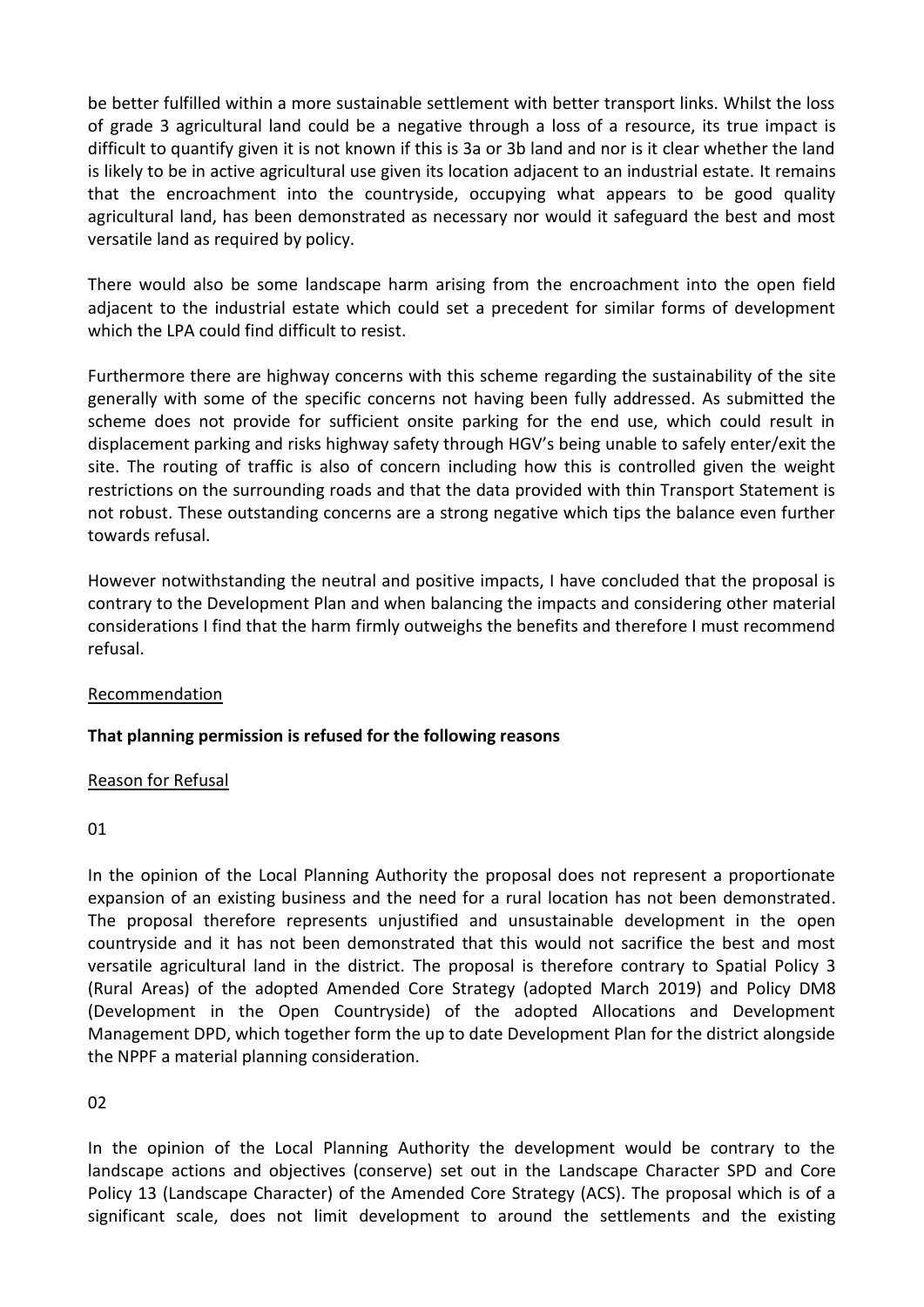be better fulfilled within a more sustainable settlement with better transport links. Whilst the loss of grade 3 agricultural land could be a negative through a loss of a resource, its true impact is difficult to quantify given it is not known if this is 3a or 3b land and nor is it clear whether the land is likely to be in active agricultural use given its location adjacent to an industrial estate. It remains that the encroachment into the countryside, occupying what appears to be good quality agricultural land, has been demonstrated as necessary nor would it safeguard the best and most versatile land as required by policy.

There would also be some landscape harm arising from the encroachment into the open field adjacent to the industrial estate which could set a precedent for similar forms of development which the LPA could find difficult to resist.

Furthermore there are highway concerns with this scheme regarding the sustainability of the site generally with some of the specific concerns not having been fully addressed. As submitted the scheme does not provide for sufficient onsite parking for the end use, which could result in displacement parking and risks highway safety through HGV's being unable to safely enter/exit the site. The routing of traffic is also of concern including how this is controlled given the weight restrictions on the surrounding roads and that the data provided with thin Transport Statement is not robust. These outstanding concerns are a strong negative which tips the balance even further towards refusal.

However notwithstanding the neutral and positive impacts, I have concluded that the proposal is contrary to the Development Plan and when balancing the impacts and considering other material considerations I find that the harm firmly outweighs the benefits and therefore I must recommend refusal.

Recommendation

**That planning permission is refused for the following reasons**

Reason for Refusal

01

In the opinion of the Local Planning Authority the proposal does not represent a proportionate expansion of an existing business and the need for a rural location has not been demonstrated. The proposal therefore represents unjustified and unsustainable development in the open countryside and it has not been demonstrated that this would not sacrifice the best and most versatile agricultural land in the district. The proposal is therefore contrary to Spatial Policy 3 (Rural Areas) of the adopted Amended Core Strategy (adopted March 2019) and Policy DM8 (Development in the Open Countryside) of the adopted Allocations and Development Management DPD, which together form the up to date Development Plan for the district alongside the NPPF a material planning consideration.

02

In the opinion of the Local Planning Authority the development would be contrary to the landscape actions and objectives (conserve) set out in the Landscape Character SPD and Core Policy 13 (Landscape Character) of the Amended Core Strategy (ACS). The proposal which is of a significant scale, does not limit development to around the settlements and the existing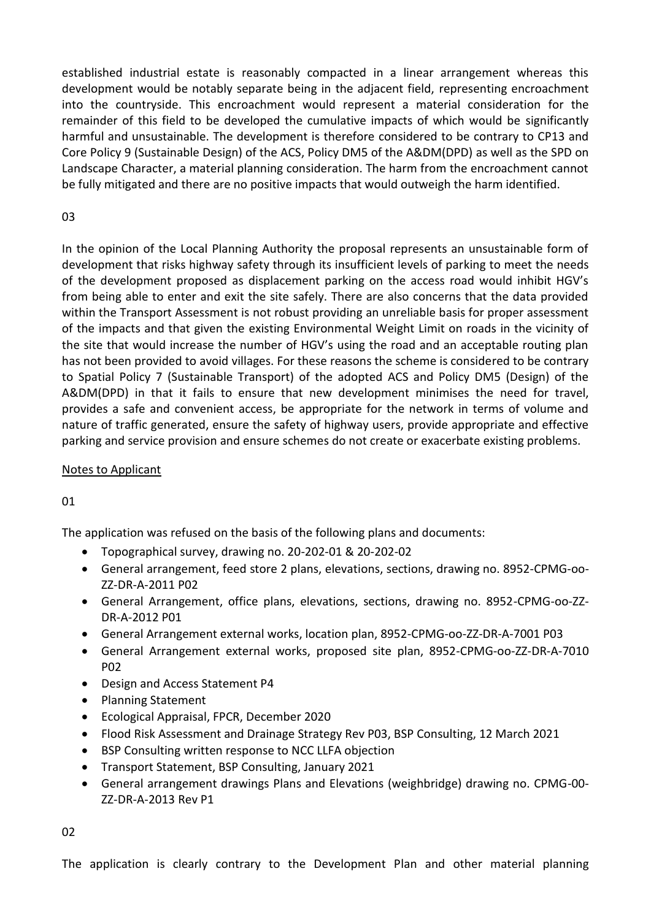established industrial estate is reasonably compacted in a linear arrangement whereas this development would be notably separate being in the adjacent field, representing encroachment into the countryside. This encroachment would represent a material consideration for the remainder of this field to be developed the cumulative impacts of which would be significantly harmful and unsustainable. The development is therefore considered to be contrary to CP13 and Core Policy 9 (Sustainable Design) of the ACS, Policy DM5 of the A&DM(DPD) as well as the SPD on Landscape Character, a material planning consideration. The harm from the encroachment cannot be fully mitigated and there are no positive impacts that would outweigh the harm identified.

03

In the opinion of the Local Planning Authority the proposal represents an unsustainable form of development that risks highway safety through its insufficient levels of parking to meet the needs of the development proposed as displacement parking on the access road would inhibit HGV's from being able to enter and exit the site safely. There are also concerns that the data provided within the Transport Assessment is not robust providing an unreliable basis for proper assessment of the impacts and that given the existing Environmental Weight Limit on roads in the vicinity of the site that would increase the number of HGV's using the road and an acceptable routing plan has not been provided to avoid villages. For these reasons the scheme is considered to be contrary to Spatial Policy 7 (Sustainable Transport) of the adopted ACS and Policy DM5 (Design) of the A&DM(DPD) in that it fails to ensure that new development minimises the need for travel, provides a safe and convenient access, be appropriate for the network in terms of volume and nature of traffic generated, ensure the safety of highway users, provide appropriate and effective parking and service provision and ensure schemes do not create or exacerbate existing problems.

Notes to Applicant

01

The application was refused on the basis of the following plans and documents:

- Topographical survey, drawing no. 20-202-01 & 20-202-02
- General arrangement, feed store 2 plans, elevations, sections, drawing no. 8952-CPMG-oo-ZZ-DR-A-2011 P02
- General Arrangement, office plans, elevations, sections, drawing no. 8952-CPMG-oo-ZZ-DR-A-2012 P01
- General Arrangement external works, location plan, 8952-CPMG-oo-ZZ-DR-A-7001 P03
- General Arrangement external works, proposed site plan, 8952-CPMG-oo-ZZ-DR-A-7010 P02
- Design and Access Statement P4
- Planning Statement
- Ecological Appraisal, FPCR, December 2020
- Flood Risk Assessment and Drainage Strategy Rev P03, BSP Consulting, 12 March 2021
- BSP Consulting written response to NCC LLFA objection
- Transport Statement, BSP Consulting, January 2021
- General arrangement drawings Plans and Elevations (weighbridge) drawing no. CPMG-00-ZZ-DR-A-2013 Rev P1

02

The application is clearly contrary to the Development Plan and other material planning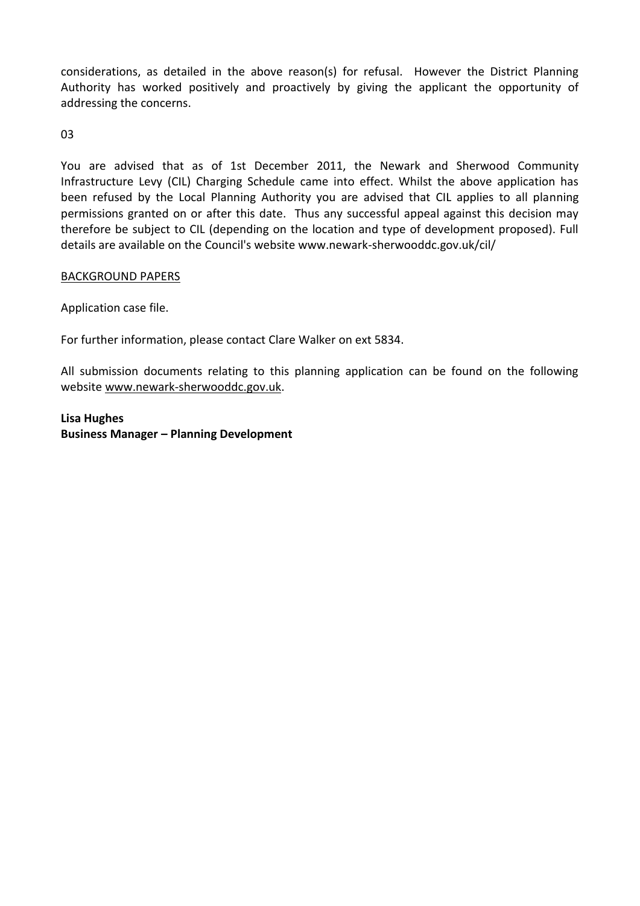considerations, as detailed in the above reason(s) for refusal. However the District Planning Authority has worked positively and proactively by giving the applicant the opportunity of addressing the concerns.

03

You are advised that as of 1st December 2011, the Newark and Sherwood Community Infrastructure Levy (CIL) Charging Schedule came into effect. Whilst the above application has been refused by the Local Planning Authority you are advised that CIL applies to all planning permissions granted on or after this date. Thus any successful appeal against this decision may therefore be subject to CIL (depending on the location and type of development proposed). Full details are available on the Council's website www.newark-sherwooddc.gov.uk/cil/

BACKGROUND PAPERS

Application case file.

For further information, please contact Clare Walker on ext 5834.

All submission documents relating to this planning application can be found on the following website www.newark-sherwooddc.gov.uk.

**Lisa Hughes**
**Business Manager – Planning Development**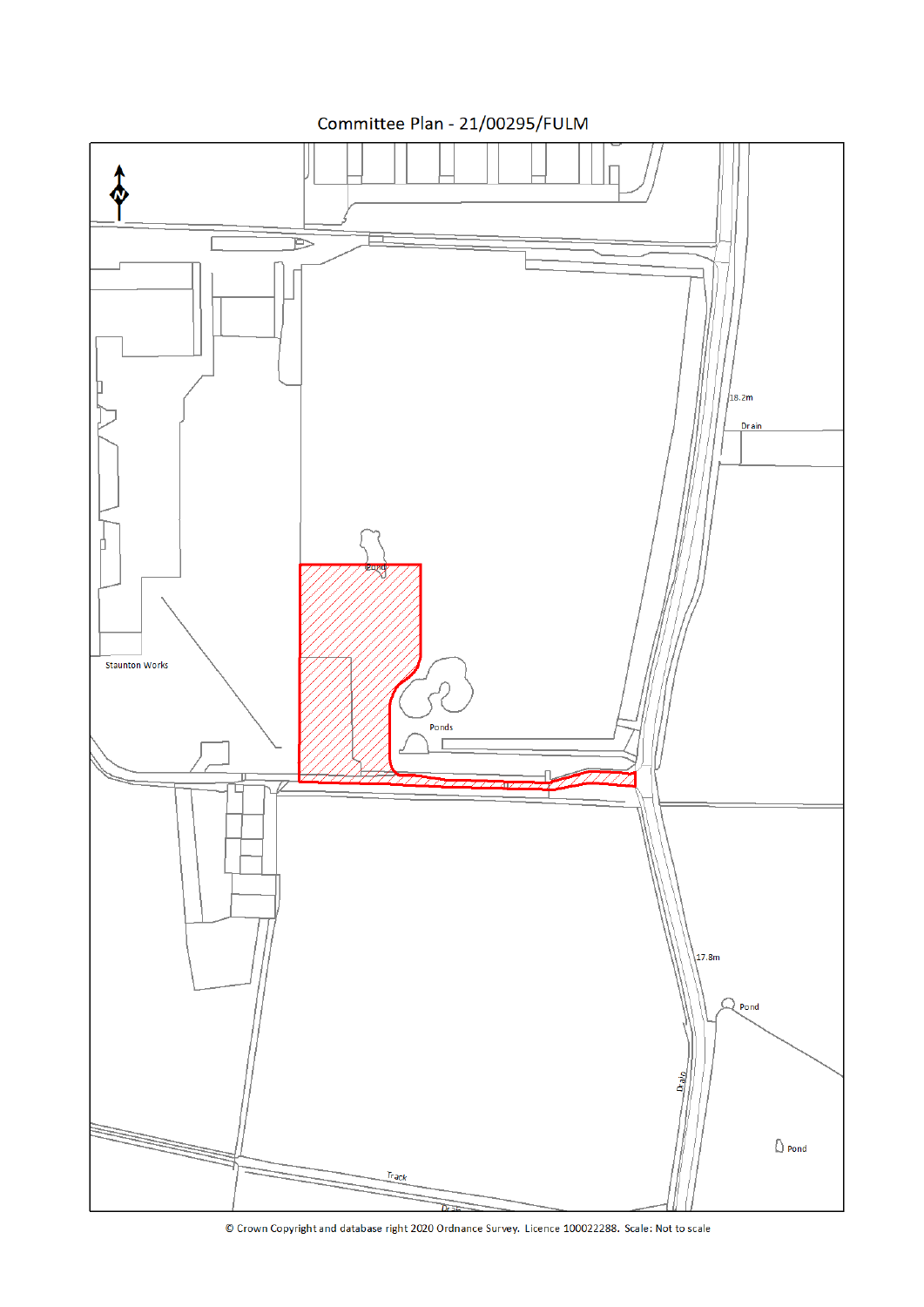# Committee Plan - 21/00295/FULM

N

18.2m

Drain

Pond

Ponds

Staunton Works

17.8m

Pond

Drain

Pond

Track

Drain

© Crown Copyright and database right 2020 Ordnance Survey. Licence 100022288. Scale: Not to scale